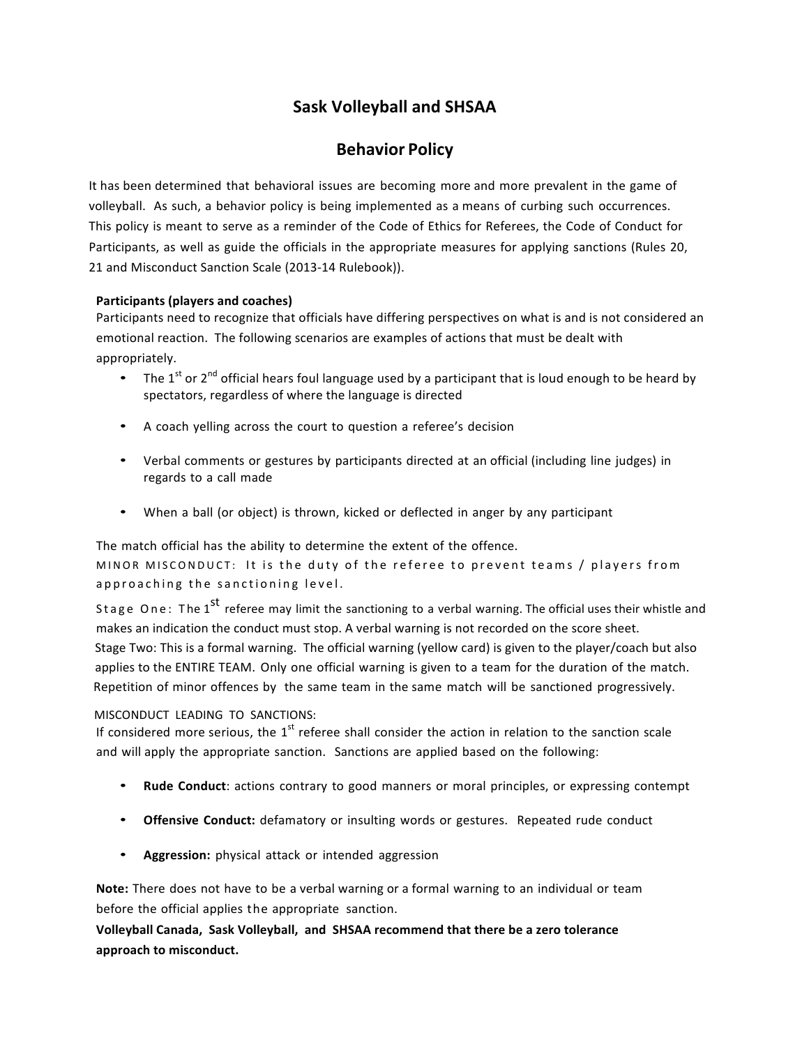# Sask Volleyball and SHSAA

## Behavior Policy

It has been determined that behavioral issues are becoming more and more prevalent in the game of volleyball. As such, a behavior policy is being implemented as a means of curbing such occurrences. This policy is meant to serve as a reminder of the Code of Ethics for Referees, the Code of Conduct for Participants, as well as guide the officials in the appropriate measures for applying sanctions (Rules 20, 21 and Misconduct Sanction Scale (2013-14 Rulebook)).

**Participants (players and coaches)**

Participants need to recognize that officials have differing perspectives on what is and is not considered an emotional reaction. The following scenarios are examples of actions that must be dealt with appropriately.

- The 1st or 2nd official hears foul language used by a participant that is loud enough to be heard by spectators, regardless of where the language is directed
- A coach yelling across the court to question a referee's decision
- Verbal comments or gestures by participants directed at an official (including line judges) in regards to a call made
- When a ball (or object) is thrown, kicked or deflected in anger by any participant

The match official has the ability to determine the extent of the offence.

MINOR MISCONDUCT: It is the duty of the referee to prevent teams / players from approaching the sanctioning level.

Stage One: The 1st referee may limit the sanctioning to a verbal warning. The official uses their whistle and makes an indication the conduct must stop. A verbal warning is not recorded on the score sheet.

Stage Two: This is a formal warning. The official warning (yellow card) is given to the player/coach but also applies to the ENTIRE TEAM. Only one official warning is given to a team for the duration of the match. Repetition of minor offences by the same team in the same match will be sanctioned progressively.

MISCONDUCT LEADING TO SANCTIONS:

If considered more serious, the 1st referee shall consider the action in relation to the sanction scale and will apply the appropriate sanction. Sanctions are applied based on the following:

- **Rude Conduct**: actions contrary to good manners or moral principles, or expressing contempt
- **Offensive Conduct:** defamatory or insulting words or gestures. Repeated rude conduct
- **Aggression:** physical attack or intended aggression

**Note:** There does not have to be a verbal warning or a formal warning to an individual or team before the official applies the appropriate sanction.

**Volleyball Canada, Sask Volleyball, and SHSAA recommend that there be a zero tolerance approach to misconduct.**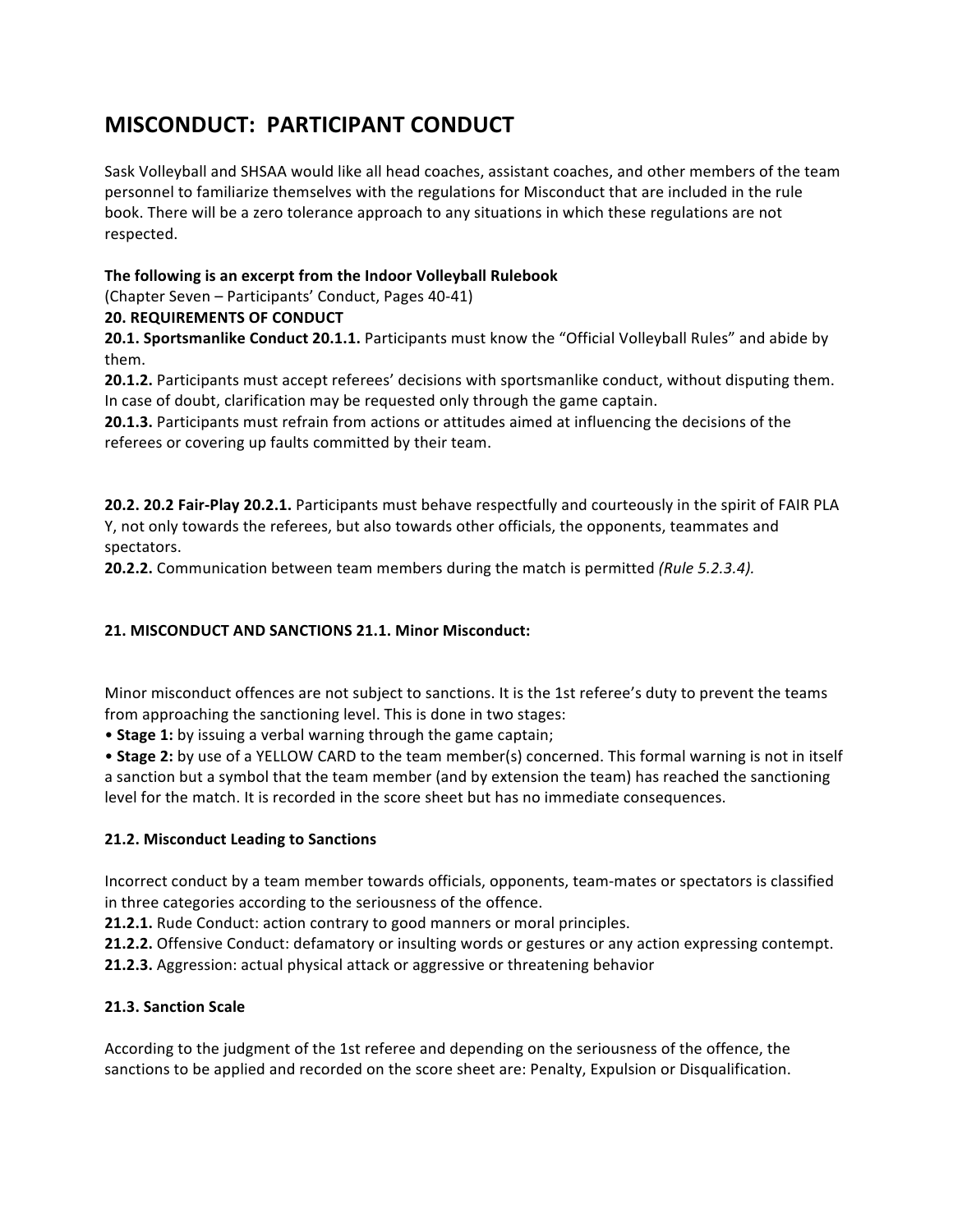# MISCONDUCT: PARTICIPANT CONDUCT

Sask Volleyball and SHSAA would like all head coaches, assistant coaches, and other members of the team personnel to familiarize themselves with the regulations for Misconduct that are included in the rule book. There will be a zero tolerance approach to any situations in which these regulations are not respected.

**The following is an excerpt from the Indoor Volleyball Rulebook**
(Chapter Seven – Participants' Conduct, Pages 40-41)

**20. REQUIREMENTS OF CONDUCT**

**20.1. Sportsmanlike Conduct 20.1.1.** Participants must know the "Official Volleyball Rules" and abide by them.

**20.1.2.** Participants must accept referees' decisions with sportsmanlike conduct, without disputing them. In case of doubt, clarification may be requested only through the game captain.

**20.1.3.** Participants must refrain from actions or attitudes aimed at influencing the decisions of the referees or covering up faults committed by their team.

**20.2. 20.2 Fair-Play 20.2.1.** Participants must behave respectfully and courteously in the spirit of FAIR PLA Y, not only towards the referees, but also towards other officials, the opponents, teammates and spectators.

**20.2.2.** Communication between team members during the match is permitted *(Rule 5.2.3.4).*

**21. MISCONDUCT AND SANCTIONS 21.1. Minor Misconduct:**

Minor misconduct offences are not subject to sanctions. It is the 1st referee's duty to prevent the teams from approaching the sanctioning level. This is done in two stages:

- **Stage 1:** by issuing a verbal warning through the game captain;
- **Stage 2:** by use of a YELLOW CARD to the team member(s) concerned. This formal warning is not in itself a sanction but a symbol that the team member (and by extension the team) has reached the sanctioning level for the match. It is recorded in the score sheet but has no immediate consequences.

**21.2. Misconduct Leading to Sanctions**

Incorrect conduct by a team member towards officials, opponents, team-mates or spectators is classified in three categories according to the seriousness of the offence.

**21.2.1.** Rude Conduct: action contrary to good manners or moral principles.

**21.2.2.** Offensive Conduct: defamatory or insulting words or gestures or any action expressing contempt.

**21.2.3.** Aggression: actual physical attack or aggressive or threatening behavior

**21.3. Sanction Scale**

According to the judgment of the 1st referee and depending on the seriousness of the offence, the sanctions to be applied and recorded on the score sheet are: Penalty, Expulsion or Disqualification.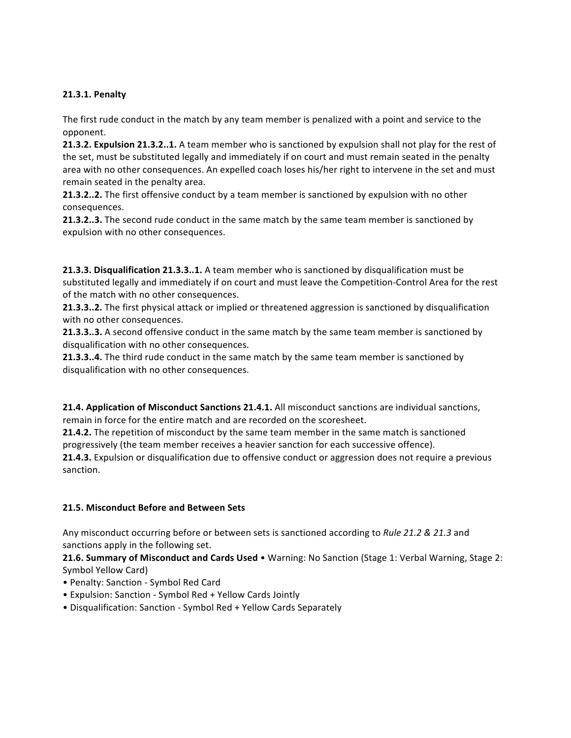**21.3.1. Penalty**

The first rude conduct in the match by any team member is penalized with a point and service to the opponent.

**21.3.2. Expulsion 21.3.2..1.** A team member who is sanctioned by expulsion shall not play for the rest of the set, must be substituted legally and immediately if on court and must remain seated in the penalty area with no other consequences. An expelled coach loses his/her right to intervene in the set and must remain seated in the penalty area.

**21.3.2..2.** The first offensive conduct by a team member is sanctioned by expulsion with no other consequences.

**21.3.2..3.** The second rude conduct in the same match by the same team member is sanctioned by expulsion with no other consequences.

**21.3.3. Disqualification 21.3.3..1.** A team member who is sanctioned by disqualification must be substituted legally and immediately if on court and must leave the Competition-Control Area for the rest of the match with no other consequences.

**21.3.3..2.** The first physical attack or implied or threatened aggression is sanctioned by disqualification with no other consequences.

**21.3.3..3.** A second offensive conduct in the same match by the same team member is sanctioned by disqualification with no other consequences.

**21.3.3..4.** The third rude conduct in the same match by the same team member is sanctioned by disqualification with no other consequences.

**21.4. Application of Misconduct Sanctions 21.4.1.** All misconduct sanctions are individual sanctions, remain in force for the entire match and are recorded on the scoresheet.

**21.4.2.** The repetition of misconduct by the same team member in the same match is sanctioned progressively (the team member receives a heavier sanction for each successive offence).

**21.4.3.** Expulsion or disqualification due to offensive conduct or aggression does not require a previous sanction.

**21.5. Misconduct Before and Between Sets**

Any misconduct occurring before or between sets is sanctioned according to *Rule 21.2 & 21.3* and sanctions apply in the following set.

**21.6. Summary of Misconduct and Cards Used** • Warning: No Sanction (Stage 1: Verbal Warning, Stage 2: Symbol Yellow Card)

- Penalty: Sanction - Symbol Red Card
- Expulsion: Sanction - Symbol Red + Yellow Cards Jointly
- Disqualification: Sanction - Symbol Red + Yellow Cards Separately